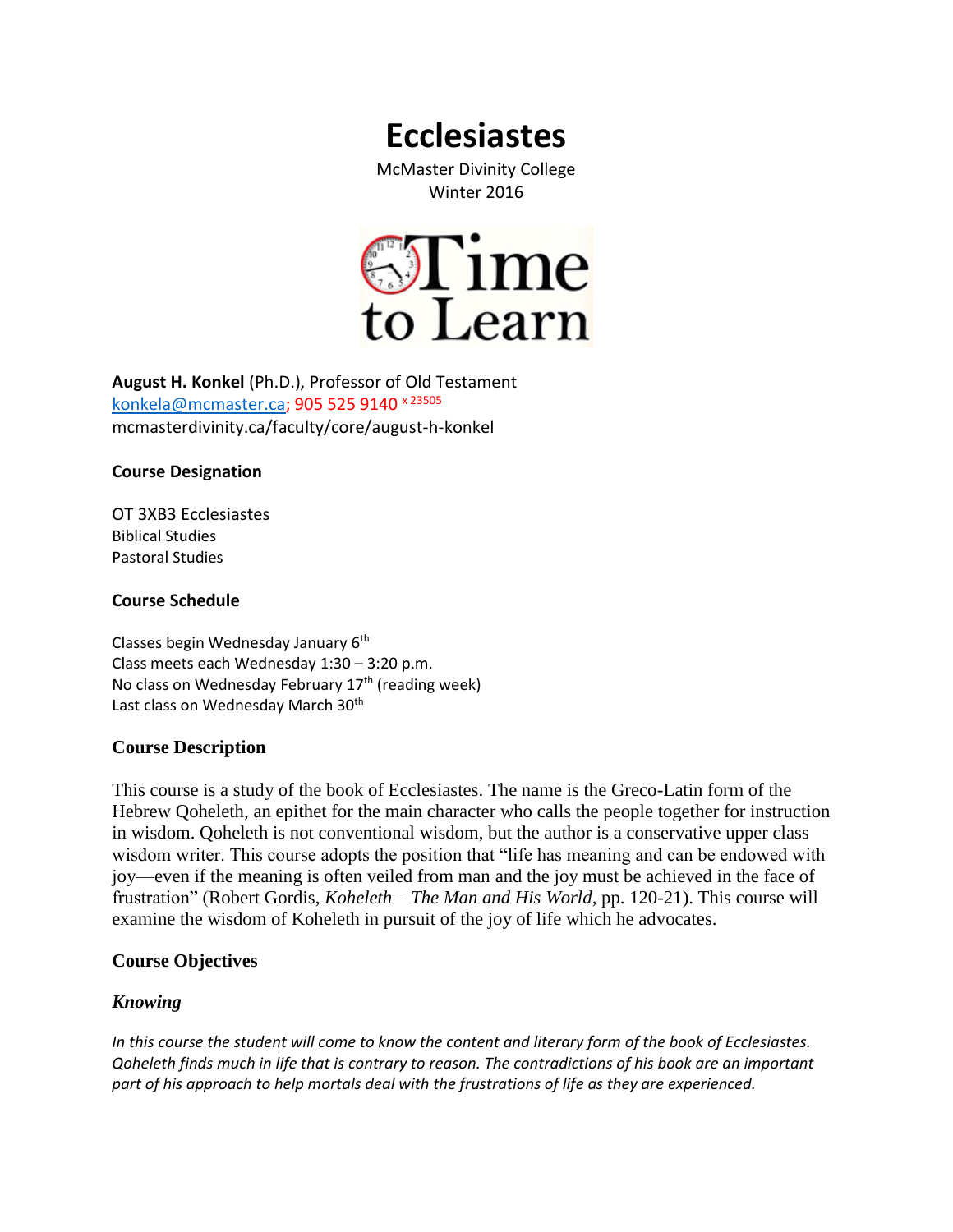# Ecclesiastes

McMaster Divinity College
Winter 2016

**August H. Konkel** (Ph.D.), Professor of Old Testament
konkela@mcmaster.ca; 905 525 9140 x 23505
mcmasterdivinity.ca/faculty/core/august-h-konkel

## Course Designation

OT 3XB3 Ecclesiastes
Biblical Studies
Pastoral Studies

## Course Schedule

Classes begin Wednesday January 6th
Class meets each Wednesday 1:30 – 3:20 p.m.
No class on Wednesday February 17th (reading week)
Last class on Wednesday March 30th

## Course Description

This course is a study of the book of Ecclesiastes. The name is the Greco-Latin form of the Hebrew Qoheleth, an epithet for the main character who calls the people together for instruction in wisdom. Qoheleth is not conventional wisdom, but the author is a conservative upper class wisdom writer. This course adopts the position that "life has meaning and can be endowed with joy—even if the meaning is often veiled from man and the joy must be achieved in the face of frustration" (Robert Gordis, *Koheleth – The Man and His World*, pp. 120-21). This course will examine the wisdom of Koheleth in pursuit of the joy of life which he advocates.

## Course Objectives

### *Knowing*

*In this course the student will come to know the content and literary form of the book of Ecclesiastes. Qoheleth finds much in life that is contrary to reason. The contradictions of his book are an important part of his approach to help mortals deal with the frustrations of life as they are experienced.*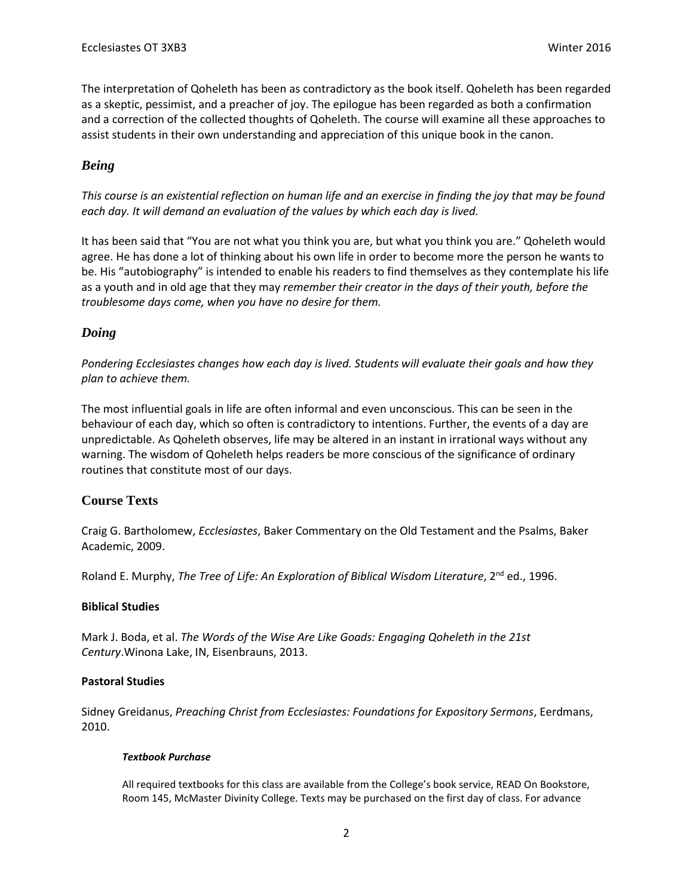The interpretation of Qoheleth has been as contradictory as the book itself. Qoheleth has been regarded as a skeptic, pessimist, and a preacher of joy. The epilogue has been regarded as both a confirmation and a correction of the collected thoughts of Qoheleth. The course will examine all these approaches to assist students in their own understanding and appreciation of this unique book in the canon.

## *Being*

*This course is an existential reflection on human life and an exercise in finding the joy that may be found each day. It will demand an evaluation of the values by which each day is lived.*

It has been said that "You are not what you think you are, but what you think you are." Qoheleth would agree. He has done a lot of thinking about his own life in order to become more the person he wants to be. His "autobiography" is intended to enable his readers to find themselves as they contemplate his life as a youth and in old age that they may *remember their creator in the days of their youth, before the troublesome days come, when you have no desire for them.*

## *Doing*

*Pondering Ecclesiastes changes how each day is lived. Students will evaluate their goals and how they plan to achieve them.*

The most influential goals in life are often informal and even unconscious. This can be seen in the behaviour of each day, which so often is contradictory to intentions. Further, the events of a day are unpredictable. As Qoheleth observes, life may be altered in an instant in irrational ways without any warning. The wisdom of Qoheleth helps readers be more conscious of the significance of ordinary routines that constitute most of our days.

## Course Texts

Craig G. Bartholomew, *Ecclesiastes*, Baker Commentary on the Old Testament and the Psalms, Baker Academic, 2009.

Roland E. Murphy, *The Tree of Life: An Exploration of Biblical Wisdom Literature*, 2nd ed., 1996.

### Biblical Studies

Mark J. Boda, et al. *The Words of the Wise Are Like Goads: Engaging Qoheleth in the 21st Century*.Winona Lake, IN, Eisenbrauns, 2013.

### Pastoral Studies

Sidney Greidanus, *Preaching Christ from Ecclesiastes: Foundations for Expository Sermons*, Eerdmans, 2010.

#### *Textbook Purchase*

All required textbooks for this class are available from the College's book service, READ On Bookstore, Room 145, McMaster Divinity College. Texts may be purchased on the first day of class. For advance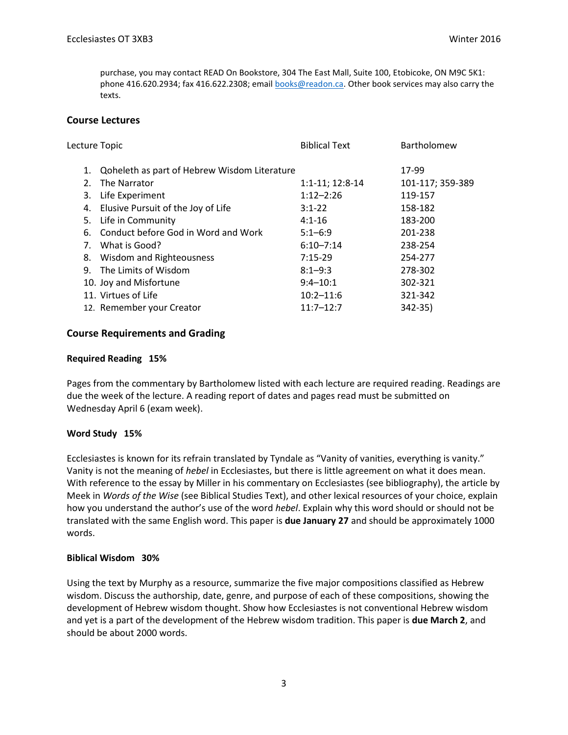purchase, you may contact READ On Bookstore, 304 The East Mall, Suite 100, Etobicoke, ON M9C 5K1: phone 416.620.2934; fax 416.622.2308; email books@readon.ca. Other book services may also carry the texts.

## Course Lectures

| Lecture Topic | Biblical Text | Bartholomew |
|---|---|---|
| 1. Qoheleth as part of Hebrew Wisdom Literature | | 17-99 |
| 2. The Narrator | 1:1-11; 12:8-14 | 101-117; 359-389 |
| 3. Life Experiment | 1:12–2:26 | 119-157 |
| 4. Elusive Pursuit of the Joy of Life | 3:1-22 | 158-182 |
| 5. Life in Community | 4:1-16 | 183-200 |
| 6. Conduct before God in Word and Work | 5:1–6:9 | 201-238 |
| 7. What is Good? | 6:10–7:14 | 238-254 |
| 8. Wisdom and Righteousness | 7:15-29 | 254-277 |
| 9. The Limits of Wisdom | 8:1–9:3 | 278-302 |
| 10. Joy and Misfortune | 9:4–10:1 | 302-321 |
| 11. Virtues of Life | 10:2–11:6 | 321-342 |
| 12. Remember your Creator | 11:7–12:7 | 342-35) |

## Course Requirements and Grading

### Required Reading 15%

Pages from the commentary by Bartholomew listed with each lecture are required reading. Readings are due the week of the lecture. A reading report of dates and pages read must be submitted on Wednesday April 6 (exam week).

### Word Study 15%

Ecclesiastes is known for its refrain translated by Tyndale as "Vanity of vanities, everything is vanity." Vanity is not the meaning of *hebel* in Ecclesiastes, but there is little agreement on what it does mean. With reference to the essay by Miller in his commentary on Ecclesiastes (see bibliography), the article by Meek in *Words of the Wise* (see Biblical Studies Text), and other lexical resources of your choice, explain how you understand the author's use of the word *hebel*. Explain why this word should or should not be translated with the same English word. This paper is **due January 27** and should be approximately 1000 words.

### Biblical Wisdom 30%

Using the text by Murphy as a resource, summarize the five major compositions classified as Hebrew wisdom. Discuss the authorship, date, genre, and purpose of each of these compositions, showing the development of Hebrew wisdom thought. Show how Ecclesiastes is not conventional Hebrew wisdom and yet is a part of the development of the Hebrew wisdom tradition. This paper is **due March 2**, and should be about 2000 words.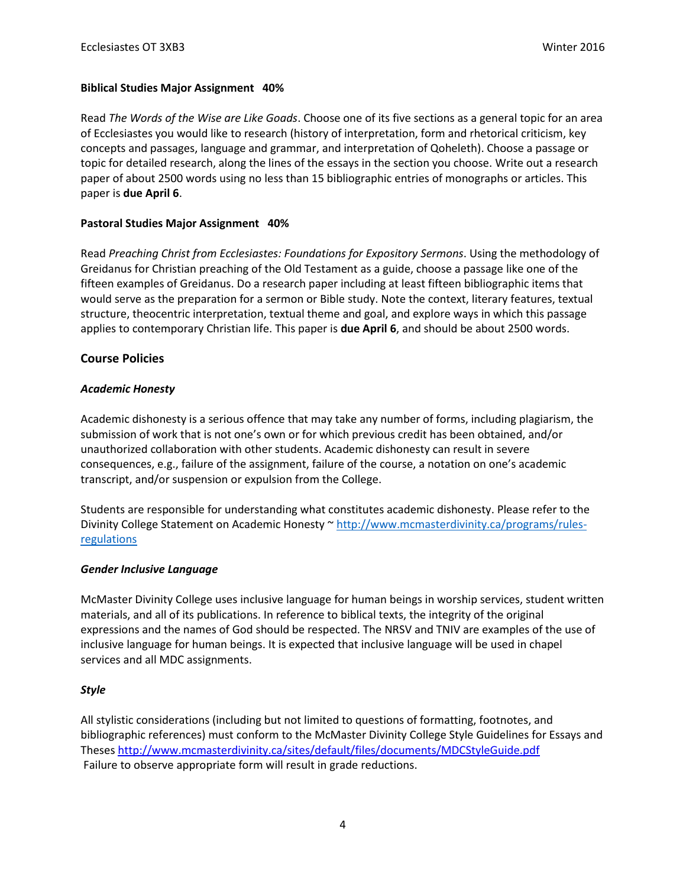**Biblical Studies Major Assignment 40%**

Read *The Words of the Wise are Like Goads*. Choose one of its five sections as a general topic for an area of Ecclesiastes you would like to research (history of interpretation, form and rhetorical criticism, key concepts and passages, language and grammar, and interpretation of Qoheleth). Choose a passage or topic for detailed research, along the lines of the essays in the section you choose. Write out a research paper of about 2500 words using no less than 15 bibliographic entries of monographs or articles. This paper is **due April 6**.

**Pastoral Studies Major Assignment 40%**

Read *Preaching Christ from Ecclesiastes: Foundations for Expository Sermons*. Using the methodology of Greidanus for Christian preaching of the Old Testament as a guide, choose a passage like one of the fifteen examples of Greidanus. Do a research paper including at least fifteen bibliographic items that would serve as the preparation for a sermon or Bible study. Note the context, literary features, textual structure, theocentric interpretation, textual theme and goal, and explore ways in which this passage applies to contemporary Christian life. This paper is **due April 6**, and should be about 2500 words.

## Course Policies

### *Academic Honesty*

Academic dishonesty is a serious offence that may take any number of forms, including plagiarism, the submission of work that is not one's own or for which previous credit has been obtained, and/or unauthorized collaboration with other students. Academic dishonesty can result in severe consequences, e.g., failure of the assignment, failure of the course, a notation on one's academic transcript, and/or suspension or expulsion from the College.

Students are responsible for understanding what constitutes academic dishonesty. Please refer to the Divinity College Statement on Academic Honesty ~ http://www.mcmasterdivinity.ca/programs/rules-regulations

### *Gender Inclusive Language*

McMaster Divinity College uses inclusive language for human beings in worship services, student written materials, and all of its publications. In reference to biblical texts, the integrity of the original expressions and the names of God should be respected. The NRSV and TNIV are examples of the use of inclusive language for human beings. It is expected that inclusive language will be used in chapel services and all MDC assignments.

### *Style*

All stylistic considerations (including but not limited to questions of formatting, footnotes, and bibliographic references) must conform to the McMaster Divinity College Style Guidelines for Essays and Theses http://www.mcmasterdivinity.ca/sites/default/files/documents/MDCStyleGuide.pdf Failure to observe appropriate form will result in grade reductions.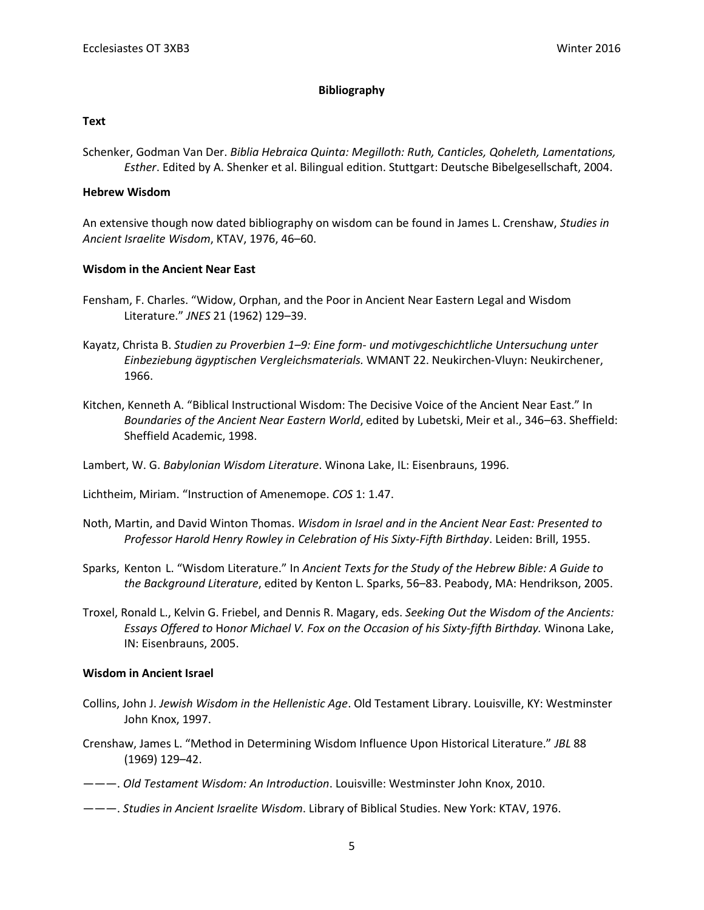## Bibliography

### Text

Schenker, Godman Van Der. *Biblia Hebraica Quinta: Megilloth: Ruth, Canticles, Qoheleth, Lamentations, Esther*. Edited by A. Shenker et al. Bilingual edition. Stuttgart: Deutsche Bibelgesellschaft, 2004.

### Hebrew Wisdom

An extensive though now dated bibliography on wisdom can be found in James L. Crenshaw, *Studies in Ancient Israelite Wisdom*, KTAV, 1976, 46–60.

### Wisdom in the Ancient Near East

Fensham, F. Charles. "Widow, Orphan, and the Poor in Ancient Near Eastern Legal and Wisdom Literature." *JNES* 21 (1962) 129–39.

Kayatz, Christa B. *Studien zu Proverbien 1–9: Eine form- und motivgeschichtliche Untersuchung unter Einbeziebung ägyptischen Vergleichsmaterials.* WMANT 22. Neukirchen-Vluyn: Neukirchener, 1966.

Kitchen, Kenneth A. "Biblical Instructional Wisdom: The Decisive Voice of the Ancient Near East." In *Boundaries of the Ancient Near Eastern World*, edited by Lubetski, Meir et al., 346–63. Sheffield: Sheffield Academic, 1998.

Lambert, W. G. *Babylonian Wisdom Literature*. Winona Lake, IL: Eisenbrauns, 1996.

Lichtheim, Miriam. "Instruction of Amenemope. *COS* 1: 1.47.

Noth, Martin, and David Winton Thomas. *Wisdom in Israel and in the Ancient Near East: Presented to Professor Harold Henry Rowley in Celebration of His Sixty-Fifth Birthday*. Leiden: Brill, 1955.

Sparks, Kenton L. "Wisdom Literature." In *Ancient Texts for the Study of the Hebrew Bible: A Guide to the Background Literature*, edited by Kenton L. Sparks, 56–83. Peabody, MA: Hendrikson, 2005.

Troxel, Ronald L., Kelvin G. Friebel, and Dennis R. Magary, eds. *Seeking Out the Wisdom of the Ancients: Essays Offered to* Honor *Michael V. Fox on the Occasion of his Sixty-fifth Birthday.* Winona Lake, IN: Eisenbrauns, 2005.

### Wisdom in Ancient Israel

Collins, John J. *Jewish Wisdom in the Hellenistic Age*. Old Testament Library. Louisville, KY: Westminster John Knox, 1997.

Crenshaw, James L. "Method in Determining Wisdom Influence Upon Historical Literature." *JBL* 88 (1969) 129–42.

———. *Old Testament Wisdom: An Introduction*. Louisville: Westminster John Knox, 2010.

———. *Studies in Ancient Israelite Wisdom*. Library of Biblical Studies. New York: KTAV, 1976.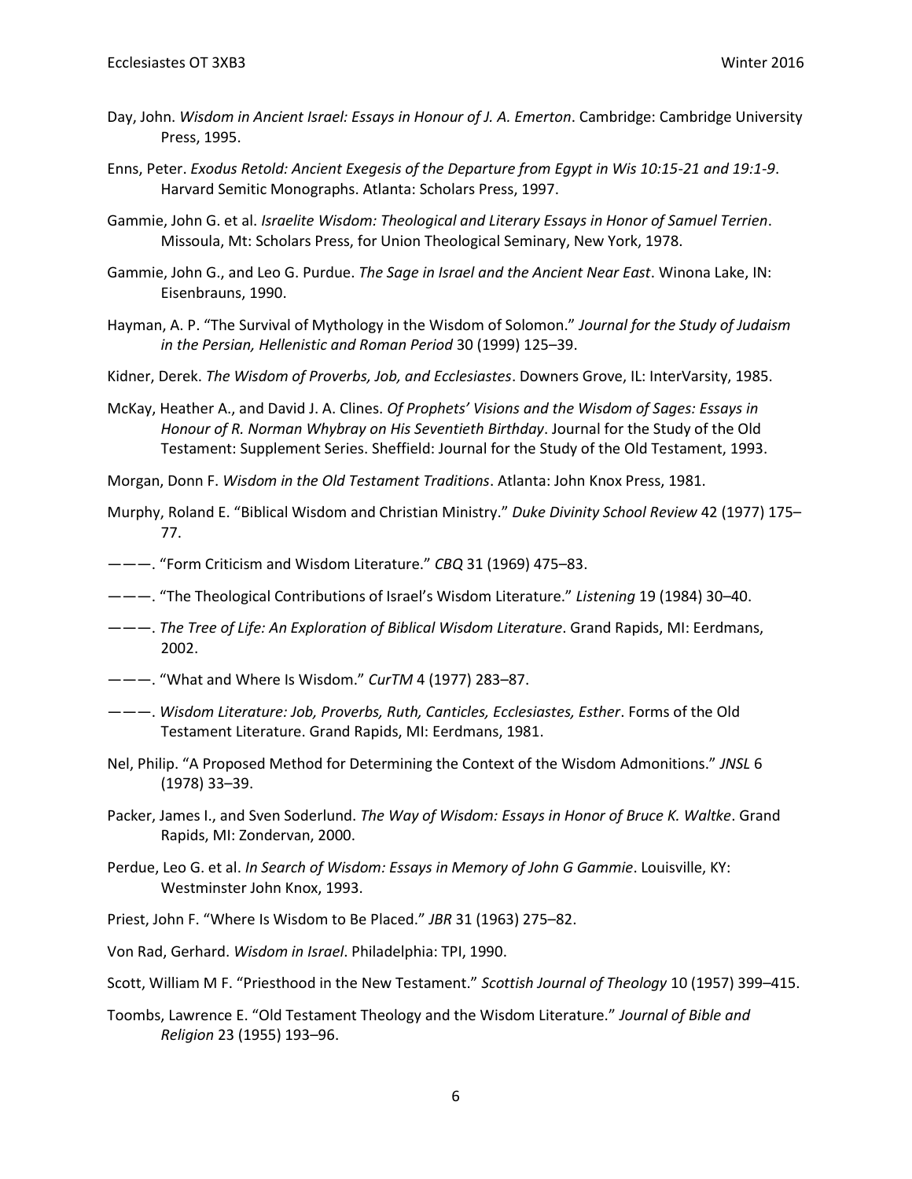Day, John. *Wisdom in Ancient Israel: Essays in Honour of J. A. Emerton*. Cambridge: Cambridge University Press, 1995.

Enns, Peter. *Exodus Retold: Ancient Exegesis of the Departure from Egypt in Wis 10:15-21 and 19:1-9*. Harvard Semitic Monographs. Atlanta: Scholars Press, 1997.

Gammie, John G. et al. *Israelite Wisdom: Theological and Literary Essays in Honor of Samuel Terrien*. Missoula, Mt: Scholars Press, for Union Theological Seminary, New York, 1978.

Gammie, John G., and Leo G. Purdue. *The Sage in Israel and the Ancient Near East*. Winona Lake, IN: Eisenbrauns, 1990.

Hayman, A. P. "The Survival of Mythology in the Wisdom of Solomon." *Journal for the Study of Judaism in the Persian, Hellenistic and Roman Period* 30 (1999) 125–39.

Kidner, Derek. *The Wisdom of Proverbs, Job, and Ecclesiastes*. Downers Grove, IL: InterVarsity, 1985.

McKay, Heather A., and David J. A. Clines. *Of Prophets' Visions and the Wisdom of Sages: Essays in Honour of R. Norman Whybray on His Seventieth Birthday*. Journal for the Study of the Old Testament: Supplement Series. Sheffield: Journal for the Study of the Old Testament, 1993.

Morgan, Donn F. *Wisdom in the Old Testament Traditions*. Atlanta: John Knox Press, 1981.

Murphy, Roland E. "Biblical Wisdom and Christian Ministry." *Duke Divinity School Review* 42 (1977) 175–77.

———. "Form Criticism and Wisdom Literature." *CBQ* 31 (1969) 475–83.

———. "The Theological Contributions of Israel's Wisdom Literature." *Listening* 19 (1984) 30–40.

———. *The Tree of Life: An Exploration of Biblical Wisdom Literature*. Grand Rapids, MI: Eerdmans, 2002.

———. "What and Where Is Wisdom." *CurTM* 4 (1977) 283–87.

———. *Wisdom Literature: Job, Proverbs, Ruth, Canticles, Ecclesiastes, Esther*. Forms of the Old Testament Literature. Grand Rapids, MI: Eerdmans, 1981.

Nel, Philip. "A Proposed Method for Determining the Context of the Wisdom Admonitions." *JNSL* 6 (1978) 33–39.

Packer, James I., and Sven Soderlund. *The Way of Wisdom: Essays in Honor of Bruce K. Waltke*. Grand Rapids, MI: Zondervan, 2000.

Perdue, Leo G. et al. *In Search of Wisdom: Essays in Memory of John G Gammie*. Louisville, KY: Westminster John Knox, 1993.

Priest, John F. "Where Is Wisdom to Be Placed." *JBR* 31 (1963) 275–82.

Von Rad, Gerhard. *Wisdom in Israel*. Philadelphia: TPI, 1990.

Scott, William M F. "Priesthood in the New Testament." *Scottish Journal of Theology* 10 (1957) 399–415.

Toombs, Lawrence E. "Old Testament Theology and the Wisdom Literature." *Journal of Bible and Religion* 23 (1955) 193–96.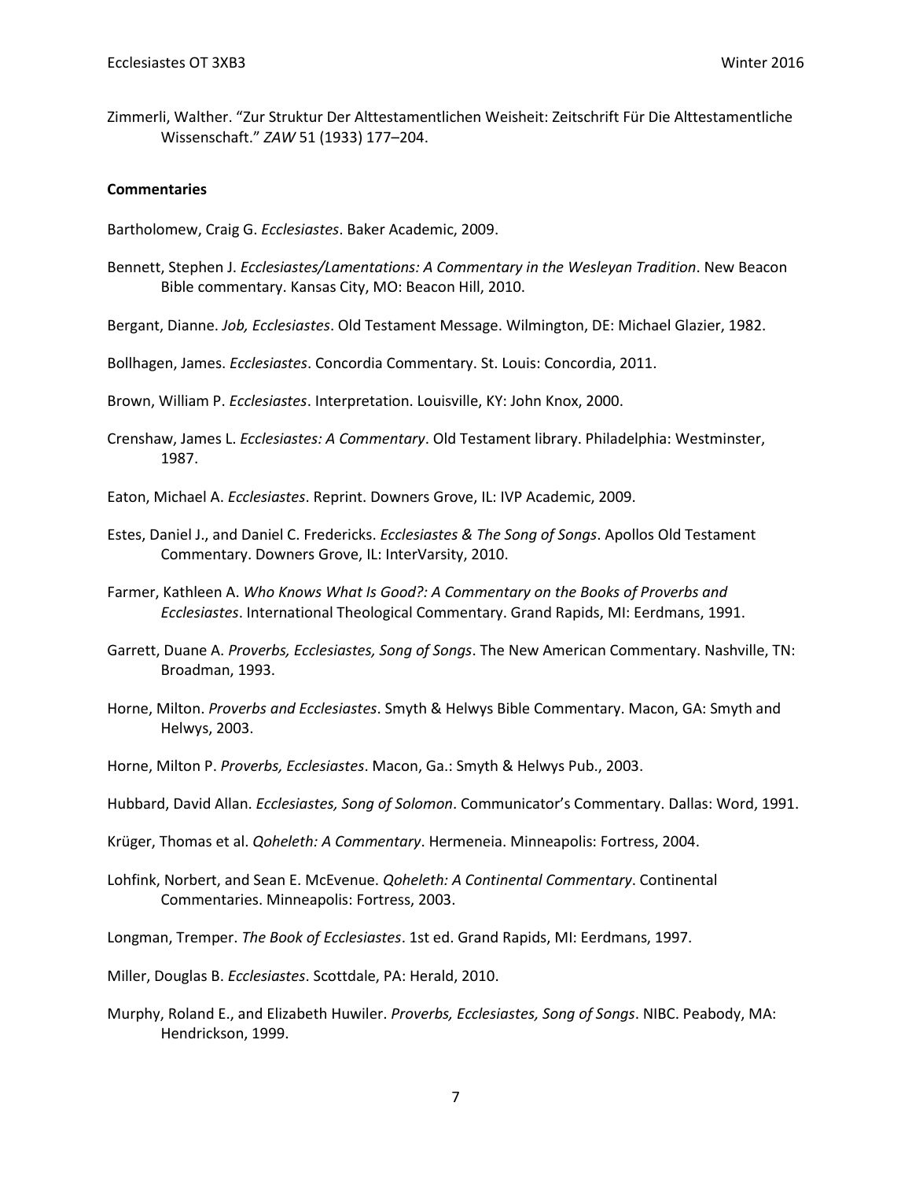Zimmerli, Walther. "Zur Struktur Der Alttestamentlichen Weisheit: Zeitschrift Für Die Alttestamentliche Wissenschaft." *ZAW* 51 (1933) 177–204.

**Commentaries**

Bartholomew, Craig G. *Ecclesiastes*. Baker Academic, 2009.

Bennett, Stephen J. *Ecclesiastes/Lamentations: A Commentary in the Wesleyan Tradition*. New Beacon Bible commentary. Kansas City, MO: Beacon Hill, 2010.

Bergant, Dianne. *Job, Ecclesiastes*. Old Testament Message. Wilmington, DE: Michael Glazier, 1982.

Bollhagen, James. *Ecclesiastes*. Concordia Commentary. St. Louis: Concordia, 2011.

Brown, William P. *Ecclesiastes*. Interpretation. Louisville, KY: John Knox, 2000.

Crenshaw, James L. *Ecclesiastes: A Commentary*. Old Testament library. Philadelphia: Westminster, 1987.

Eaton, Michael A. *Ecclesiastes*. Reprint. Downers Grove, IL: IVP Academic, 2009.

Estes, Daniel J., and Daniel C. Fredericks. *Ecclesiastes & The Song of Songs*. Apollos Old Testament Commentary. Downers Grove, IL: InterVarsity, 2010.

Farmer, Kathleen A. *Who Knows What Is Good?: A Commentary on the Books of Proverbs and Ecclesiastes*. International Theological Commentary. Grand Rapids, MI: Eerdmans, 1991.

Garrett, Duane A. *Proverbs, Ecclesiastes, Song of Songs*. The New American Commentary. Nashville, TN: Broadman, 1993.

Horne, Milton. *Proverbs and Ecclesiastes*. Smyth & Helwys Bible Commentary. Macon, GA: Smyth and Helwys, 2003.

Horne, Milton P. *Proverbs, Ecclesiastes*. Macon, Ga.: Smyth & Helwys Pub., 2003.

Hubbard, David Allan. *Ecclesiastes, Song of Solomon*. Communicator's Commentary. Dallas: Word, 1991.

Krüger, Thomas et al. *Qoheleth: A Commentary*. Hermeneia. Minneapolis: Fortress, 2004.

Lohfink, Norbert, and Sean E. McEvenue. *Qoheleth: A Continental Commentary*. Continental Commentaries. Minneapolis: Fortress, 2003.

Longman, Tremper. *The Book of Ecclesiastes*. 1st ed. Grand Rapids, MI: Eerdmans, 1997.

Miller, Douglas B. *Ecclesiastes*. Scottdale, PA: Herald, 2010.

Murphy, Roland E., and Elizabeth Huwiler. *Proverbs, Ecclesiastes, Song of Songs*. NIBC. Peabody, MA: Hendrickson, 1999.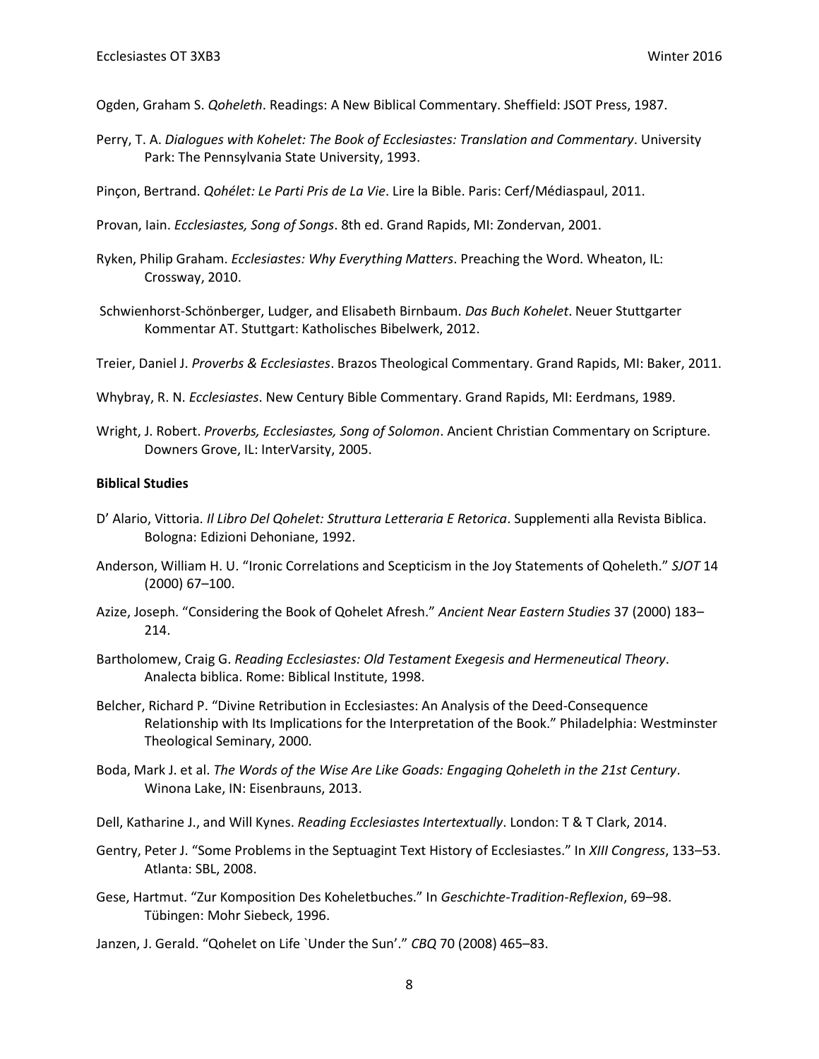Ogden, Graham S. *Qoheleth*. Readings: A New Biblical Commentary. Sheffield: JSOT Press, 1987.

Perry, T. A. *Dialogues with Kohelet: The Book of Ecclesiastes: Translation and Commentary*. University Park: The Pennsylvania State University, 1993.

Pinçon, Bertrand. *Qohélet: Le Parti Pris de La Vie*. Lire la Bible. Paris: Cerf/Médiaspaul, 2011.

Provan, Iain. *Ecclesiastes, Song of Songs*. 8th ed. Grand Rapids, MI: Zondervan, 2001.

Ryken, Philip Graham. *Ecclesiastes: Why Everything Matters*. Preaching the Word. Wheaton, IL: Crossway, 2010.

Schwienhorst-Schönberger, Ludger, and Elisabeth Birnbaum. *Das Buch Kohelet*. Neuer Stuttgarter Kommentar AT. Stuttgart: Katholisches Bibelwerk, 2012.

Treier, Daniel J. *Proverbs & Ecclesiastes*. Brazos Theological Commentary. Grand Rapids, MI: Baker, 2011.

Whybray, R. N. *Ecclesiastes*. New Century Bible Commentary. Grand Rapids, MI: Eerdmans, 1989.

Wright, J. Robert. *Proverbs, Ecclesiastes, Song of Solomon*. Ancient Christian Commentary on Scripture. Downers Grove, IL: InterVarsity, 2005.

**Biblical Studies**

D' Alario, Vittoria. *Il Libro Del Qohelet: Struttura Letteraria E Retorica*. Supplementi alla Revista Biblica. Bologna: Edizioni Dehoniane, 1992.

Anderson, William H. U. "Ironic Correlations and Scepticism in the Joy Statements of Qoheleth." *SJOT* 14 (2000) 67–100.

Azize, Joseph. "Considering the Book of Qohelet Afresh." *Ancient Near Eastern Studies* 37 (2000) 183–214.

Bartholomew, Craig G. *Reading Ecclesiastes: Old Testament Exegesis and Hermeneutical Theory*. Analecta biblica. Rome: Biblical Institute, 1998.

Belcher, Richard P. "Divine Retribution in Ecclesiastes: An Analysis of the Deed-Consequence Relationship with Its Implications for the Interpretation of the Book." Philadelphia: Westminster Theological Seminary, 2000.

Boda, Mark J. et al. *The Words of the Wise Are Like Goads: Engaging Qoheleth in the 21st Century*. Winona Lake, IN: Eisenbrauns, 2013.

Dell, Katharine J., and Will Kynes. *Reading Ecclesiastes Intertextually*. London: T & T Clark, 2014.

Gentry, Peter J. "Some Problems in the Septuagint Text History of Ecclesiastes." In *XIII Congress*, 133–53. Atlanta: SBL, 2008.

Gese, Hartmut. "Zur Komposition Des Koheletbuches." In *Geschichte-Tradition-Reflexion*, 69–98. Tübingen: Mohr Siebeck, 1996.

Janzen, J. Gerald. "Qohelet on Life `Under the Sun'." *CBQ* 70 (2008) 465–83.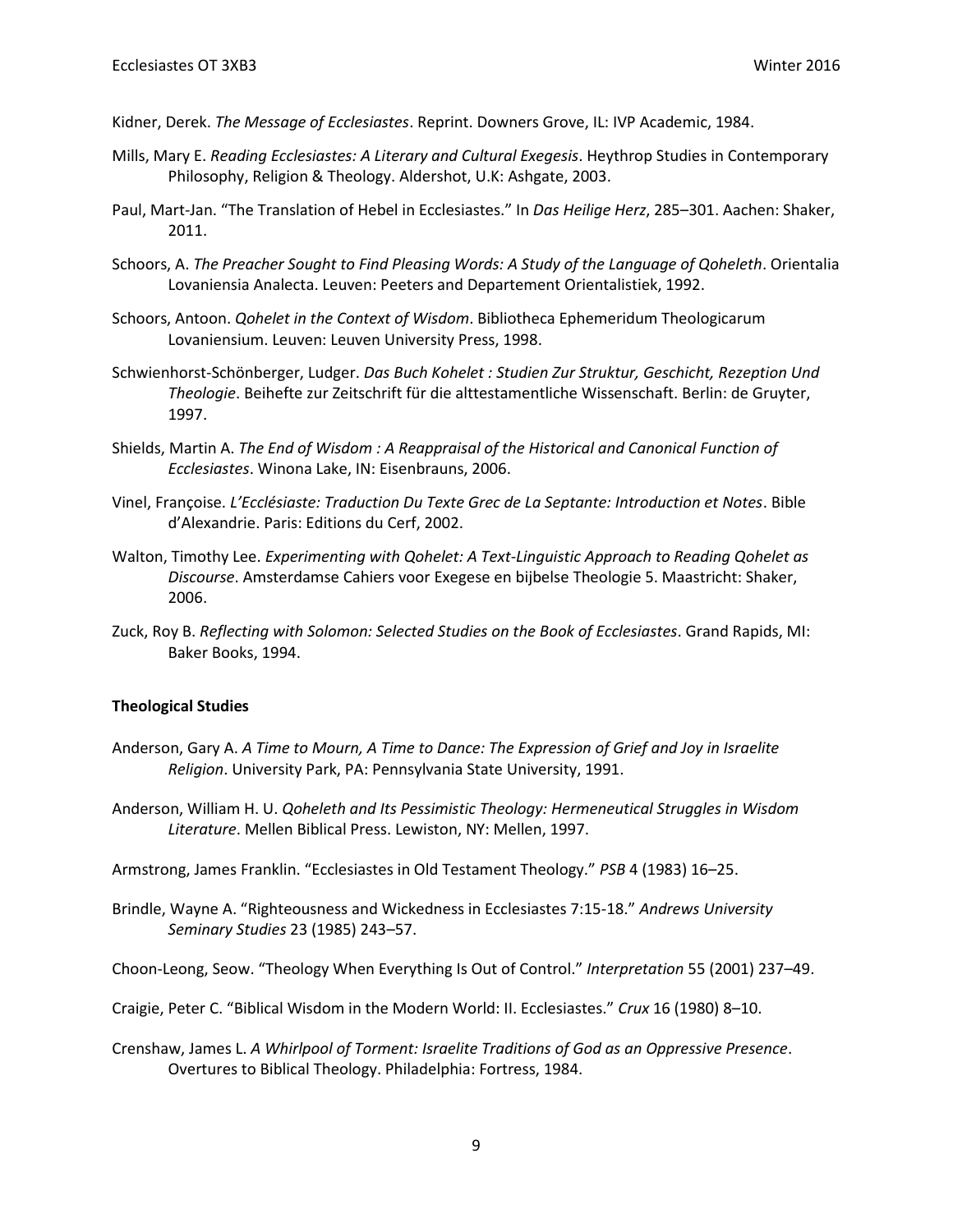Kidner, Derek. *The Message of Ecclesiastes*. Reprint. Downers Grove, IL: IVP Academic, 1984.

Mills, Mary E. *Reading Ecclesiastes: A Literary and Cultural Exegesis*. Heythrop Studies in Contemporary Philosophy, Religion & Theology. Aldershot, U.K: Ashgate, 2003.

Paul, Mart-Jan. "The Translation of Hebel in Ecclesiastes." In *Das Heilige Herz*, 285–301. Aachen: Shaker, 2011.

Schoors, A. *The Preacher Sought to Find Pleasing Words: A Study of the Language of Qoheleth*. Orientalia Lovaniensia Analecta. Leuven: Peeters and Departement Orientalistiek, 1992.

Schoors, Antoon. *Qohelet in the Context of Wisdom*. Bibliotheca Ephemeridum Theologicarum Lovaniensium. Leuven: Leuven University Press, 1998.

Schwienhorst-Schönberger, Ludger. *Das Buch Kohelet : Studien Zur Struktur, Geschicht, Rezeption Und Theologie*. Beihefte zur Zeitschrift für die alttestamentliche Wissenschaft. Berlin: de Gruyter, 1997.

Shields, Martin A. *The End of Wisdom : A Reappraisal of the Historical and Canonical Function of Ecclesiastes*. Winona Lake, IN: Eisenbrauns, 2006.

Vinel, Françoise. *L'Ecclésiaste: Traduction Du Texte Grec de La Septante: Introduction et Notes*. Bible d'Alexandrie. Paris: Editions du Cerf, 2002.

Walton, Timothy Lee. *Experimenting with Qohelet: A Text-Linguistic Approach to Reading Qohelet as Discourse*. Amsterdamse Cahiers voor Exegese en bijbelse Theologie 5. Maastricht: Shaker, 2006.

Zuck, Roy B. *Reflecting with Solomon: Selected Studies on the Book of Ecclesiastes*. Grand Rapids, MI: Baker Books, 1994.

**Theological Studies**

Anderson, Gary A. *A Time to Mourn, A Time to Dance: The Expression of Grief and Joy in Israelite Religion*. University Park, PA: Pennsylvania State University, 1991.

Anderson, William H. U. *Qoheleth and Its Pessimistic Theology: Hermeneutical Struggles in Wisdom Literature*. Mellen Biblical Press. Lewiston, NY: Mellen, 1997.

Armstrong, James Franklin. "Ecclesiastes in Old Testament Theology." *PSB* 4 (1983) 16–25.

Brindle, Wayne A. "Righteousness and Wickedness in Ecclesiastes 7:15-18." *Andrews University Seminary Studies* 23 (1985) 243–57.

Choon-Leong, Seow. "Theology When Everything Is Out of Control." *Interpretation* 55 (2001) 237–49.

Craigie, Peter C. "Biblical Wisdom in the Modern World: II. Ecclesiastes." *Crux* 16 (1980) 8–10.

Crenshaw, James L. *A Whirlpool of Torment: Israelite Traditions of God as an Oppressive Presence*. Overtures to Biblical Theology. Philadelphia: Fortress, 1984.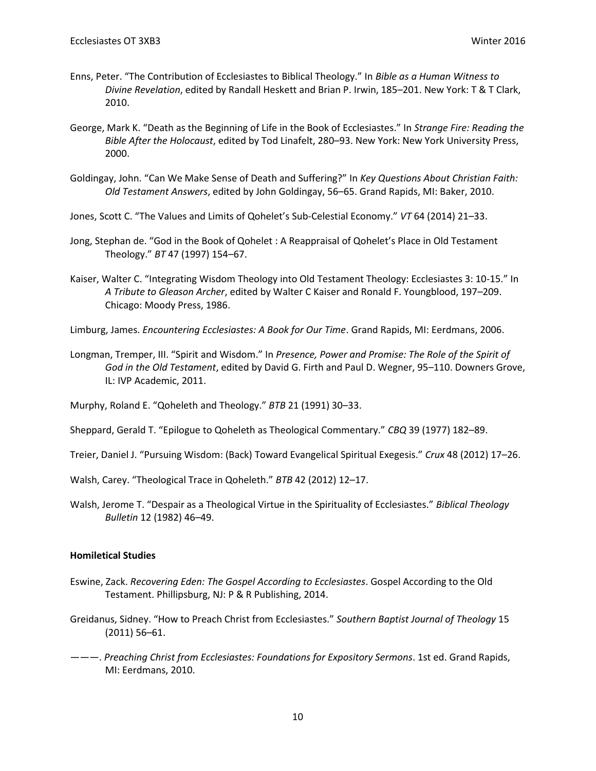Enns, Peter. "The Contribution of Ecclesiastes to Biblical Theology." In *Bible as a Human Witness to Divine Revelation*, edited by Randall Heskett and Brian P. Irwin, 185–201. New York: T & T Clark, 2010.

George, Mark K. "Death as the Beginning of Life in the Book of Ecclesiastes." In *Strange Fire: Reading the Bible After the Holocaust*, edited by Tod Linafelt, 280–93. New York: New York University Press, 2000.

Goldingay, John. "Can We Make Sense of Death and Suffering?" In *Key Questions About Christian Faith: Old Testament Answers*, edited by John Goldingay, 56–65. Grand Rapids, MI: Baker, 2010.

Jones, Scott C. "The Values and Limits of Qohelet's Sub-Celestial Economy." *VT* 64 (2014) 21–33.

Jong, Stephan de. "God in the Book of Qohelet : A Reappraisal of Qohelet's Place in Old Testament Theology." *BT* 47 (1997) 154–67.

Kaiser, Walter C. "Integrating Wisdom Theology into Old Testament Theology: Ecclesiastes 3: 10-15." In *A Tribute to Gleason Archer*, edited by Walter C Kaiser and Ronald F. Youngblood, 197–209. Chicago: Moody Press, 1986.

Limburg, James. *Encountering Ecclesiastes: A Book for Our Time*. Grand Rapids, MI: Eerdmans, 2006.

Longman, Tremper, III. "Spirit and Wisdom." In *Presence, Power and Promise: The Role of the Spirit of God in the Old Testament*, edited by David G. Firth and Paul D. Wegner, 95–110. Downers Grove, IL: IVP Academic, 2011.

Murphy, Roland E. "Qoheleth and Theology." *BTB* 21 (1991) 30–33.

Sheppard, Gerald T. "Epilogue to Qoheleth as Theological Commentary." *CBQ* 39 (1977) 182–89.

Treier, Daniel J. "Pursuing Wisdom: (Back) Toward Evangelical Spiritual Exegesis." *Crux* 48 (2012) 17–26.

Walsh, Carey. "Theological Trace in Qoheleth." *BTB* 42 (2012) 12–17.

Walsh, Jerome T. "Despair as a Theological Virtue in the Spirituality of Ecclesiastes." *Biblical Theology Bulletin* 12 (1982) 46–49.

**Homiletical Studies**

Eswine, Zack. *Recovering Eden: The Gospel According to Ecclesiastes*. Gospel According to the Old Testament. Phillipsburg, NJ: P & R Publishing, 2014.

Greidanus, Sidney. "How to Preach Christ from Ecclesiastes." *Southern Baptist Journal of Theology* 15 (2011) 56–61.

———. *Preaching Christ from Ecclesiastes: Foundations for Expository Sermons*. 1st ed. Grand Rapids, MI: Eerdmans, 2010.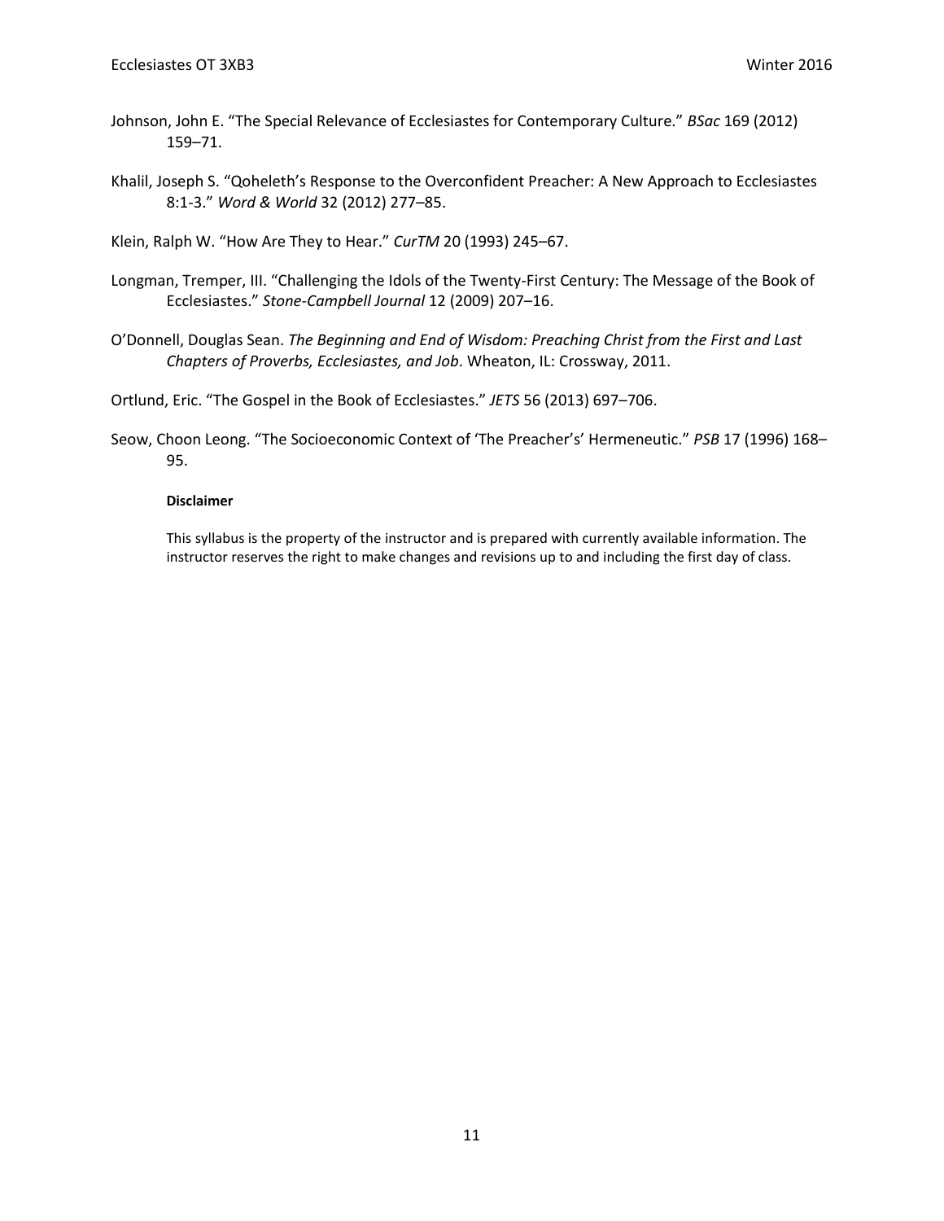Johnson, John E. “The Special Relevance of Ecclesiastes for Contemporary Culture.” *BSac* 169 (2012) 159–71.

Khalil, Joseph S. “Qoheleth’s Response to the Overconfident Preacher: A New Approach to Ecclesiastes 8:1-3.” *Word & World* 32 (2012) 277–85.

Klein, Ralph W. “How Are They to Hear.” *CurTM* 20 (1993) 245–67.

Longman, Tremper, III. “Challenging the Idols of the Twenty-First Century: The Message of the Book of Ecclesiastes.” *Stone-Campbell Journal* 12 (2009) 207–16.

O’Donnell, Douglas Sean. *The Beginning and End of Wisdom: Preaching Christ from the First and Last Chapters of Proverbs, Ecclesiastes, and Job*. Wheaton, IL: Crossway, 2011.

Ortlund, Eric. “The Gospel in the Book of Ecclesiastes.” *JETS* 56 (2013) 697–706.

Seow, Choon Leong. “The Socioeconomic Context of ‘The Preacher’s’ Hermeneutic.” *PSB* 17 (1996) 168–95.

**Disclaimer**

This syllabus is the property of the instructor and is prepared with currently available information. The instructor reserves the right to make changes and revisions up to and including the first day of class.